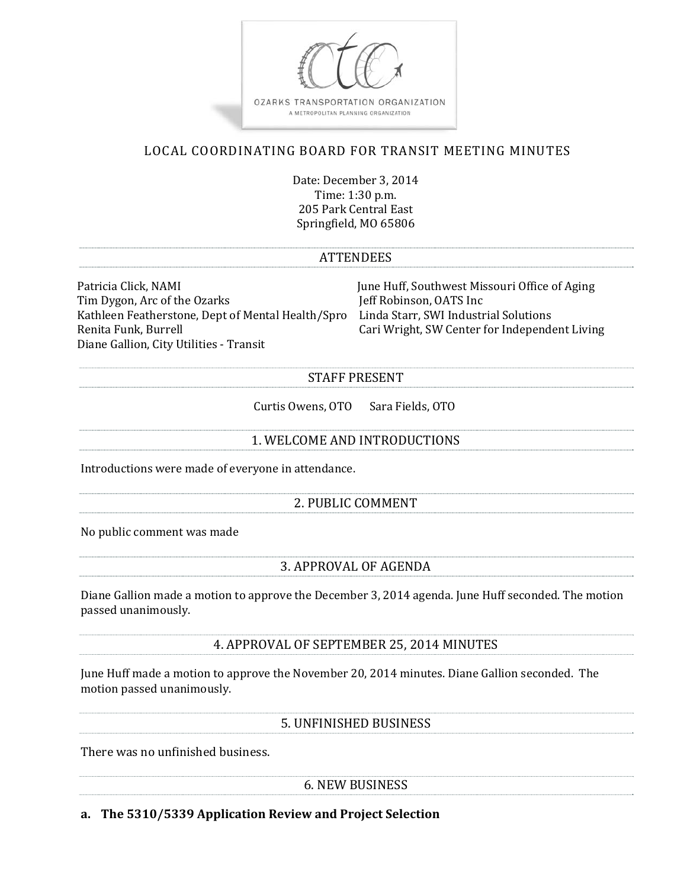OZARKS TRANSPORTATION ORGANIZATION

A METROPOLITAN PLANNING ORGANIZATION

# LOCAL COORDINATING BOARD FOR TRANSIT MEETING MINUTES

Date: December 3, 2014
Time: 1:30 p.m.
205 Park Central East
Springfield, MO 65806

## ATTENDEES

Patricia Click, NAMI
Tim Dygon, Arc of the Ozarks
Kathleen Featherstone, Dept of Mental Health/Spro
Renita Funk, Burrell
Diane Gallion, City Utilities - Transit
June Huff, Southwest Missouri Office of Aging
Jeff Robinson, OATS Inc
Linda Starr, SWI Industrial Solutions
Cari Wright, SW Center for Independent Living

## STAFF PRESENT

Curtis Owens, OTO  Sara Fields, OTO

## 1. WELCOME AND INTRODUCTIONS

Introductions were made of everyone in attendance.

## 2. PUBLIC COMMENT

No public comment was made

## 3. APPROVAL OF AGENDA

Diane Gallion made a motion to approve the December 3, 2014 agenda. June Huff seconded. The motion passed unanimously.

## 4. APPROVAL OF SEPTEMBER 25, 2014 MINUTES

June Huff made a motion to approve the November 20, 2014 minutes. Diane Gallion seconded. The motion passed unanimously.

## 5. UNFINISHED BUSINESS

There was no unfinished business.

## 6. NEW BUSINESS

**a. The 5310/5339 Application Review and Project Selection**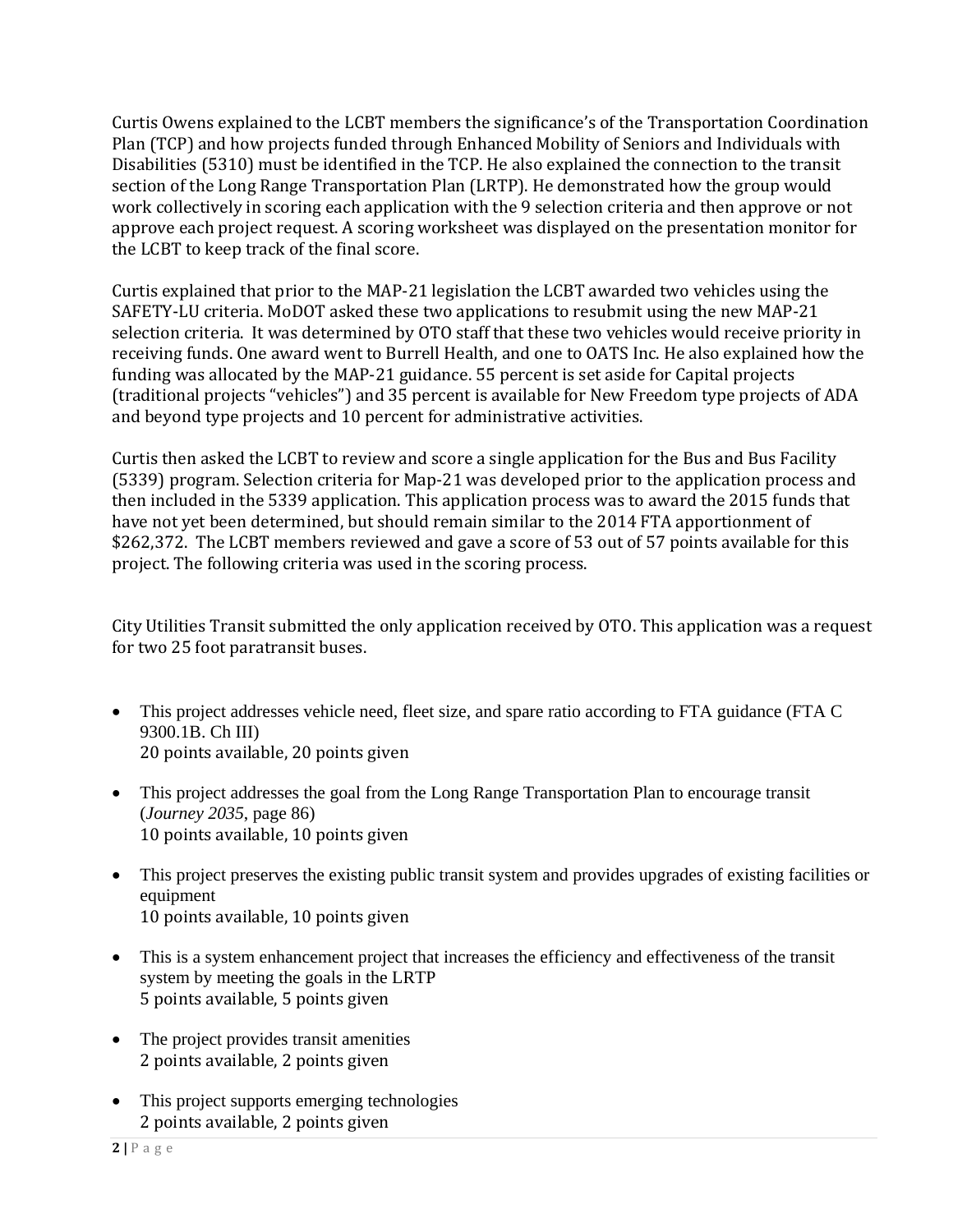Curtis Owens explained to the LCBT members the significance's of the Transportation Coordination Plan (TCP) and how projects funded through Enhanced Mobility of Seniors and Individuals with Disabilities (5310) must be identified in the TCP. He also explained the connection to the transit section of the Long Range Transportation Plan (LRTP). He demonstrated how the group would work collectively in scoring each application with the 9 selection criteria and then approve or not approve each project request. A scoring worksheet was displayed on the presentation monitor for the LCBT to keep track of the final score.

Curtis explained that prior to the MAP-21 legislation the LCBT awarded two vehicles using the SAFETY-LU criteria. MoDOT asked these two applications to resubmit using the new MAP-21 selection criteria. It was determined by OTO staff that these two vehicles would receive priority in receiving funds. One award went to Burrell Health, and one to OATS Inc. He also explained how the funding was allocated by the MAP-21 guidance. 55 percent is set aside for Capital projects (traditional projects "vehicles") and 35 percent is available for New Freedom type projects of ADA and beyond type projects and 10 percent for administrative activities.

Curtis then asked the LCBT to review and score a single application for the Bus and Bus Facility (5339) program. Selection criteria for Map-21 was developed prior to the application process and then included in the 5339 application. This application process was to award the 2015 funds that have not yet been determined, but should remain similar to the 2014 FTA apportionment of $262,372. The LCBT members reviewed and gave a score of 53 out of 57 points available for this project. The following criteria was used in the scoring process.

City Utilities Transit submitted the only application received by OTO. This application was a request for two 25 foot paratransit buses.

- This project addresses vehicle need, fleet size, and spare ratio according to FTA guidance (FTA C 9300.1B. Ch III)
  20 points available, 20 points given

- This project addresses the goal from the Long Range Transportation Plan to encourage transit (*Journey 2035*, page 86)
  10 points available, 10 points given

- This project preserves the existing public transit system and provides upgrades of existing facilities or equipment
  10 points available, 10 points given

- This is a system enhancement project that increases the efficiency and effectiveness of the transit system by meeting the goals in the LRTP
  5 points available, 5 points given

- The project provides transit amenities
  2 points available, 2 points given

- This project supports emerging technologies
  2 points available, 2 points given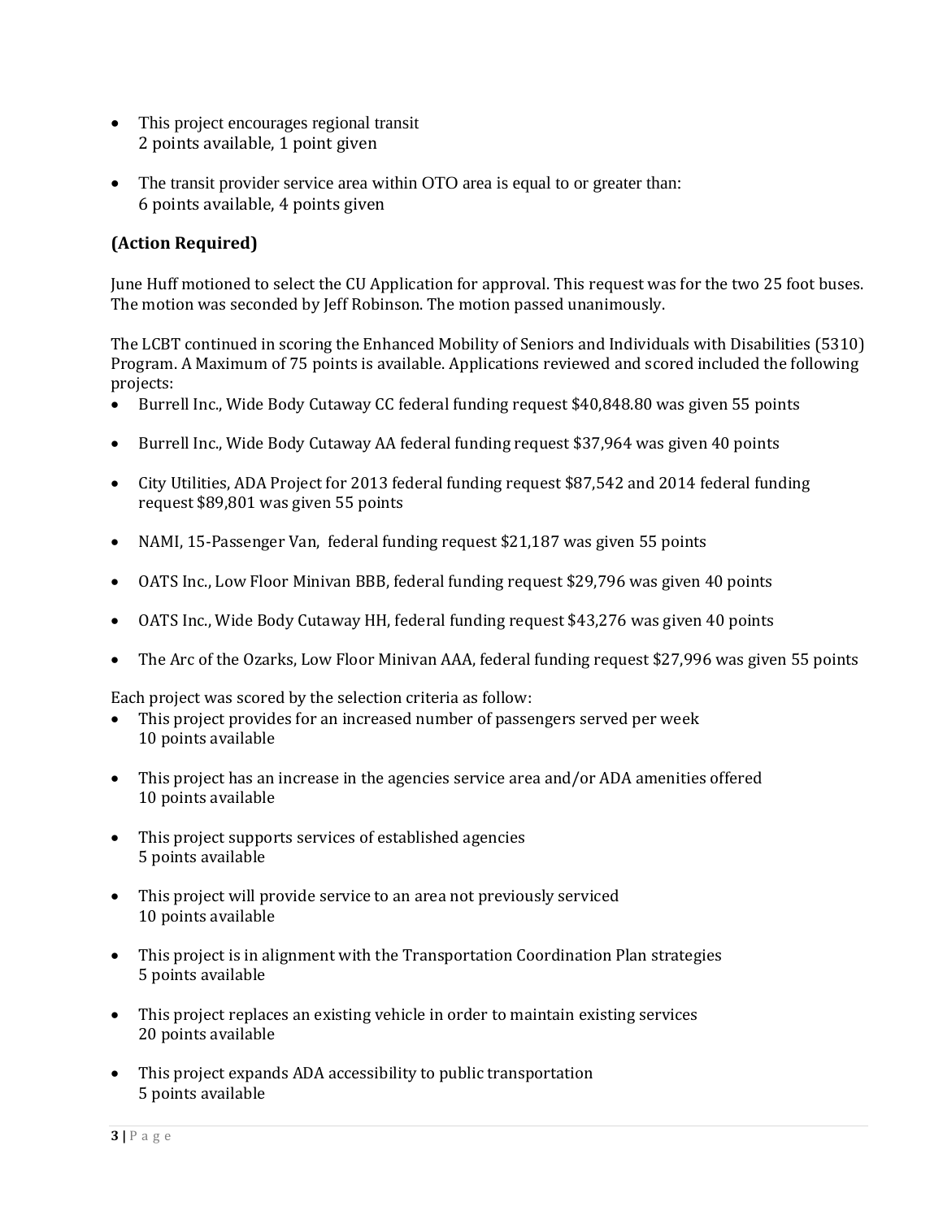- This project encourages regional transit
  2 points available, 1 point given

- The transit provider service area within OTO area is equal to or greater than:
  6 points available, 4 points given

**(Action Required)**

June Huff motioned to select the CU Application for approval. This request was for the two 25 foot buses. The motion was seconded by Jeff Robinson. The motion passed unanimously.

The LCBT continued in scoring the Enhanced Mobility of Seniors and Individuals with Disabilities (5310) Program. A Maximum of 75 points is available. Applications reviewed and scored included the following projects:

- Burrell Inc., Wide Body Cutaway CC federal funding request $40,848.80 was given 55 points

- Burrell Inc., Wide Body Cutaway AA federal funding request $37,964 was given 40 points

- City Utilities, ADA Project for 2013 federal funding request $87,542 and 2014 federal funding request $89,801 was given 55 points

- NAMI, 15-Passenger Van, federal funding request $21,187 was given 55 points

- OATS Inc., Low Floor Minivan BBB, federal funding request $29,796 was given 40 points

- OATS Inc., Wide Body Cutaway HH, federal funding request $43,276 was given 40 points

- The Arc of the Ozarks, Low Floor Minivan AAA, federal funding request $27,996 was given 55 points

Each project was scored by the selection criteria as follow:

- This project provides for an increased number of passengers served per week
  10 points available

- This project has an increase in the agencies service area and/or ADA amenities offered
  10 points available

- This project supports services of established agencies
  5 points available

- This project will provide service to an area not previously serviced
  10 points available

- This project is in alignment with the Transportation Coordination Plan strategies
  5 points available

- This project replaces an existing vehicle in order to maintain existing services
  20 points available

- This project expands ADA accessibility to public transportation
  5 points available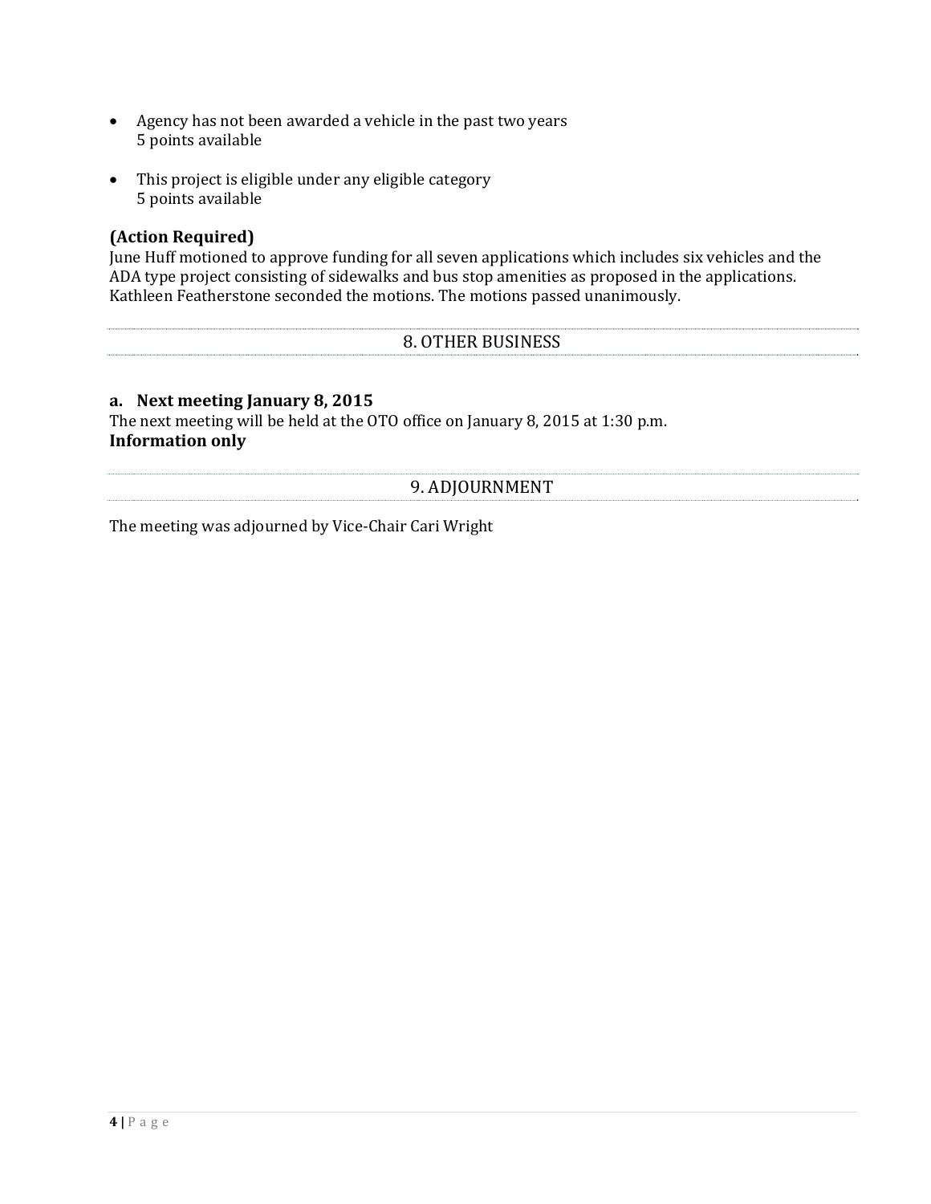- Agency has not been awarded a vehicle in the past two years
  5 points available

- This project is eligible under any eligible category
  5 points available

**(Action Required)**
June Huff motioned to approve funding for all seven applications which includes six vehicles and the ADA type project consisting of sidewalks and bus stop amenities as proposed in the applications. Kathleen Featherstone seconded the motions. The motions passed unanimously.

## 8. OTHER BUSINESS

### a. Next meeting January 8, 2015

The next meeting will be held at the OTO office on January 8, 2015 at 1:30 p.m.
**Information only**

## 9. ADJOURNMENT

The meeting was adjourned by Vice-Chair Cari Wright